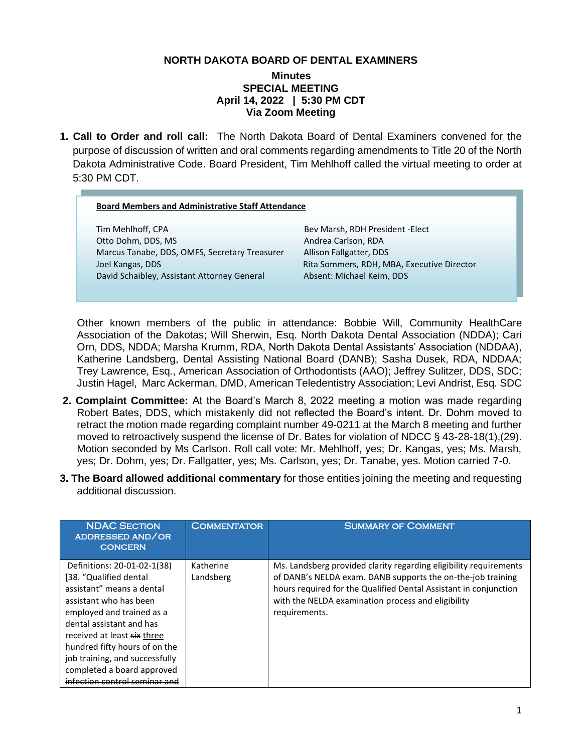**NORTH DAKOTA BOARD OF DENTAL EXAMINERS**

**Minutes**
**SPECIAL MEETING**
**April 14, 2022 | 5:30 PM CDT**
**Via Zoom Meeting**

1. **Call to Order and roll call:** The North Dakota Board of Dental Examiners convened for the purpose of discussion of written and oral comments regarding amendments to Title 20 of the North Dakota Administrative Code. Board President, Tim Mehlhoff called the virtual meeting to order at 5:30 PM CDT.

**Board Members and Administrative Staff Attendance**

| | |
|---|---|
| Tim Mehlhoff, CPA | Bev Marsh, RDH President -Elect |
| Otto Dohm, DDS, MS | Andrea Carlson, RDA |
| Marcus Tanabe, DDS, OMFS, Secretary Treasurer | Allison Fallgatter, DDS |
| Joel Kangas, DDS | Rita Sommers, RDH, MBA, Executive Director |
| David Schaibley, Assistant Attorney General | Absent: Michael Keim, DDS |

Other known members of the public in attendance: Bobbie Will, Community HealthCare Association of the Dakotas; Will Sherwin, Esq. North Dakota Dental Association (NDDA); Cari Orn, DDS, NDDA; Marsha Krumm, RDA, North Dakota Dental Assistants' Association (NDDAA), Katherine Landsberg, Dental Assisting National Board (DANB); Sasha Dusek, RDA, NDDAA; Trey Lawrence, Esq., American Association of Orthodontists (AAO); Jeffrey Sulitzer, DDS, SDC; Justin Hagel, Marc Ackerman, DMD, American Teledentistry Association; Levi Andrist, Esq. SDC

2. **Complaint Committee:** At the Board's March 8, 2022 meeting a motion was made regarding Robert Bates, DDS, which mistakenly did not reflected the Board's intent. Dr. Dohm moved to retract the motion made regarding complaint number 49-0211 at the March 8 meeting and further moved to retroactively suspend the license of Dr. Bates for violation of NDCC § 43-28-18(1),(29). Motion seconded by Ms Carlson. Roll call vote: Mr. Mehlhoff, yes; Dr. Kangas, yes; Ms. Marsh, yes; Dr. Dohm, yes; Dr. Fallgatter, yes; Ms. Carlson, yes; Dr. Tanabe, yes. Motion carried 7-0.

3. **The Board allowed additional commentary** for those entities joining the meeting and requesting additional discussion.

| NDAC Section addressed and/or concern | Commentator | Summary of Comment |
|---|---|---|
| Definitions: 20-01-02-1(38) [38. "Qualified dental assistant" means a dental assistant who has been employed and trained as a dental assistant and has received at least ~~six~~ three hundred ~~fifty~~ hours of on the job training, and successfully completed ~~a board approved infection control seminar and~~ | Katherine Landsberg | Ms. Landsberg provided clarity regarding eligibility requirements of DANB's NELDA exam. DANB supports the on-the-job training hours required for the Qualified Dental Assistant in conjunction with the NELDA examination process and eligibility requirements. |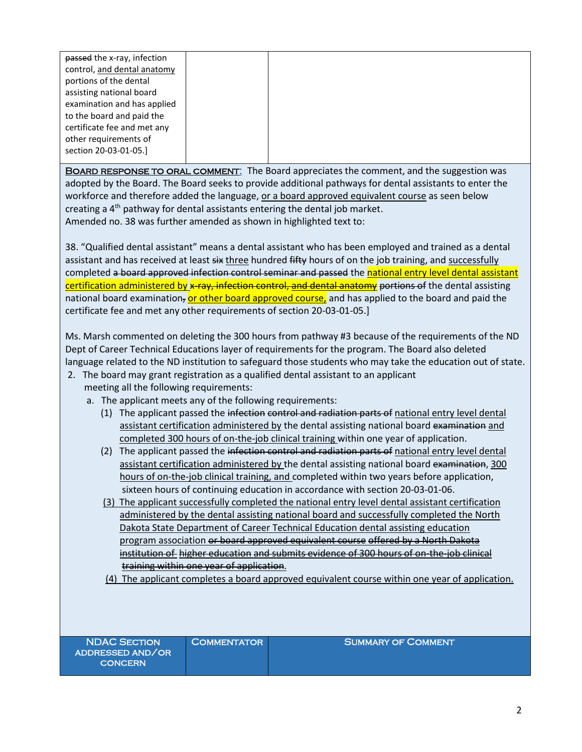| | | |
|---|---|---|
| ~~passed~~ the x-ray, infection control, <u>and dental anatomy</u> portions of the dental assisting national board examination and has applied to the board and paid the certificate fee and met any other requirements of section 20-03-01-05.] | | |

**Board response to oral comment**: The Board appreciates the comment, and the suggestion was adopted by the Board. The Board seeks to provide additional pathways for dental assistants to enter the workforce and therefore added the language, <u>or a board approved equivalent course</u> as seen below creating a 4th pathway for dental assistants entering the dental job market.
Amended no. 38 was further amended as shown in highlighted text to:

38. "Qualified dental assistant" means a dental assistant who has been employed and trained as a dental assistant and has received at least ~~six~~ <u>three</u> hundred ~~fifty~~ hours of on the job training, and <u>successfully</u> completed ~~a board approved infection control seminar and passed~~ the <u>national entry level dental assistant certification administered by</u> ~~x-ray, infection control, and dental anatomy~~ ~~portions of~~ the dental assisting national board examination~~,~~ <u>or other board approved course,</u> and has applied to the board and paid the certificate fee and met any other requirements of section 20-03-01-05.]

Ms. Marsh commented on deleting the 300 hours from pathway #3 because of the requirements of the ND Dept of Career Technical Educations layer of requirements for the program. The Board also deleted language related to the ND institution to safeguard those students who may take the education out of state.

2. The board may grant registration as a qualified dental assistant to an applicant meeting all the following requirements:
   a. The applicant meets any of the following requirements:
      (1) The applicant passed the ~~infection control and radiation parts of~~ <u>national entry level dental assistant certification</u> <u>administered by</u> the dental assisting national board ~~examination~~ <u>and completed 300 hours of on-the-job clinical training</u> within one year of application.
      (2) The applicant passed the ~~infection control and radiation parts of~~ <u>national entry level dental assistant certification administered by</u> the dental assisting national board ~~examination~~, <u>300 hours of on-the-job clinical training, and</u> completed within two years before application, sixteen hours of continuing education in accordance with section 20-03-01-06.
      <u>(3) The applicant successfully completed the national entry level dental assistant certification administered by the dental assisting national board and successfully completed the North Dakota State Department of Career Technical Education dental assisting education program association</u> ~~or board approved equivalent course~~ ~~offered by a North Dakota institution of~~ ~~higher education and submits evidence of 300 hours of on-the-job clinical training within one year of application~~.
      <u>(4) The applicant completes a board approved equivalent course within one year of application.</u>

| NDAC Section addressed and/or concern | Commentator | Summary of Comment |
|---|---|---|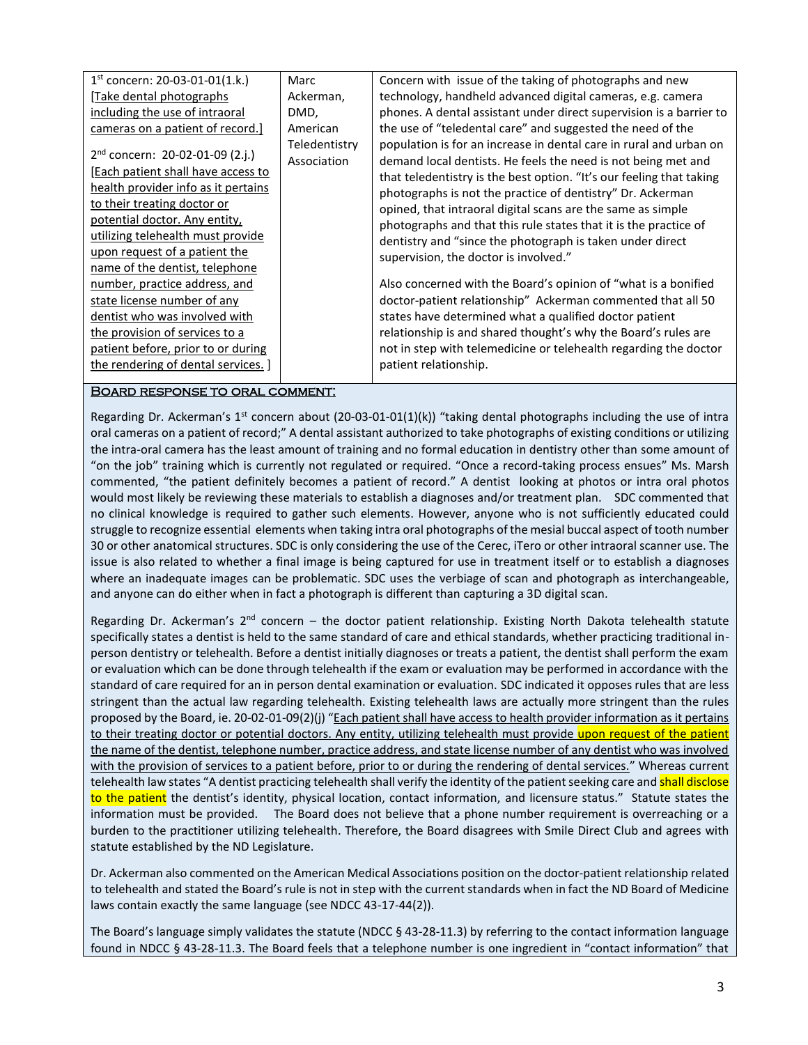| | | |
|---|---|---|
| 1st concern: 20-03-01-01(1.k.) [Take dental photographs including the use of intraoral cameras on a patient of record.]<br><br>2nd concern: 20-02-01-09 (2.j.) [Each patient shall have access to health provider info as it pertains to their treating doctor or potential doctor. Any entity, utilizing telehealth must provide upon request of a patient the name of the dentist, telephone number, practice address, and state license number of any dentist who was involved with the provision of services to a patient before, prior to or during the rendering of dental services. ] | Marc Ackerman, DMD, American Teledentistry Association | Concern with issue of the taking of photographs and new technology, handheld advanced digital cameras, e.g. camera phones. A dental assistant under direct supervision is a barrier to the use of "teledental care" and suggested the need of the population is for an increase in dental care in rural and urban on demand local dentists. He feels the need is not being met and that teledentistry is the best option. "It's our feeling that taking photographs is not the practice of dentistry" Dr. Ackerman opined, that intraoral digital scans are the same as simple photographs and that this rule states that it is the practice of dentistry and "since the photograph is taken under direct supervision, the doctor is involved."<br><br>Also concerned with the Board's opinion of "what is a bonified doctor-patient relationship" Ackerman commented that all 50 states have determined what a qualified doctor patient relationship is and shared thought's why the Board's rules are not in step with telemedicine or telehealth regarding the doctor patient relationship. |

**Board response to oral comment:**

Regarding Dr. Ackerman's 1st concern about (20-03-01-01(1)(k)) "taking dental photographs including the use of intra oral cameras on a patient of record;" A dental assistant authorized to take photographs of existing conditions or utilizing the intra-oral camera has the least amount of training and no formal education in dentistry other than some amount of "on the job" training which is currently not regulated or required. "Once a record-taking process ensues" Ms. Marsh commented, "the patient definitely becomes a patient of record." A dentist looking at photos or intra oral photos would most likely be reviewing these materials to establish a diagnoses and/or treatment plan. SDC commented that no clinical knowledge is required to gather such elements. However, anyone who is not sufficiently educated could struggle to recognize essential elements when taking intra oral photographs of the mesial buccal aspect of tooth number 30 or other anatomical structures. SDC is only considering the use of the Cerec, iTero or other intraoral scanner use. The issue is also related to whether a final image is being captured for use in treatment itself or to establish a diagnoses where an inadequate images can be problematic. SDC uses the verbiage of scan and photograph as interchangeable, and anyone can do either when in fact a photograph is different than capturing a 3D digital scan.

Regarding Dr. Ackerman's 2nd concern – the doctor patient relationship. Existing North Dakota telehealth statute specifically states a dentist is held to the same standard of care and ethical standards, whether practicing traditional in-person dentistry or telehealth. Before a dentist initially diagnoses or treats a patient, the dentist shall perform the exam or evaluation which can be done through telehealth if the exam or evaluation may be performed in accordance with the standard of care required for an in person dental examination or evaluation. SDC indicated it opposes rules that are less stringent than the actual law regarding telehealth. Existing telehealth laws are actually more stringent than the rules proposed by the Board, ie. 20-02-01-09(2)(j) "Each patient shall have access to health provider information as it pertains to their treating doctor or potential doctors. Any entity, utilizing telehealth must provide upon request of the patient the name of the dentist, telephone number, practice address, and state license number of any dentist who was involved with the provision of services to a patient before, prior to or during the rendering of dental services." Whereas current telehealth law states "A dentist practicing telehealth shall verify the identity of the patient seeking care and shall disclose to the patient the dentist's identity, physical location, contact information, and licensure status." Statute states the information must be provided. The Board does not believe that a phone number requirement is overreaching or a burden to the practitioner utilizing telehealth. Therefore, the Board disagrees with Smile Direct Club and agrees with statute established by the ND Legislature.

Dr. Ackerman also commented on the American Medical Associations position on the doctor-patient relationship related to telehealth and stated the Board's rule is not in step with the current standards when in fact the ND Board of Medicine laws contain exactly the same language (see NDCC 43-17-44(2)).

The Board's language simply validates the statute (NDCC § 43-28-11.3) by referring to the contact information language found in NDCC § 43-28-11.3. The Board feels that a telephone number is one ingredient in "contact information" that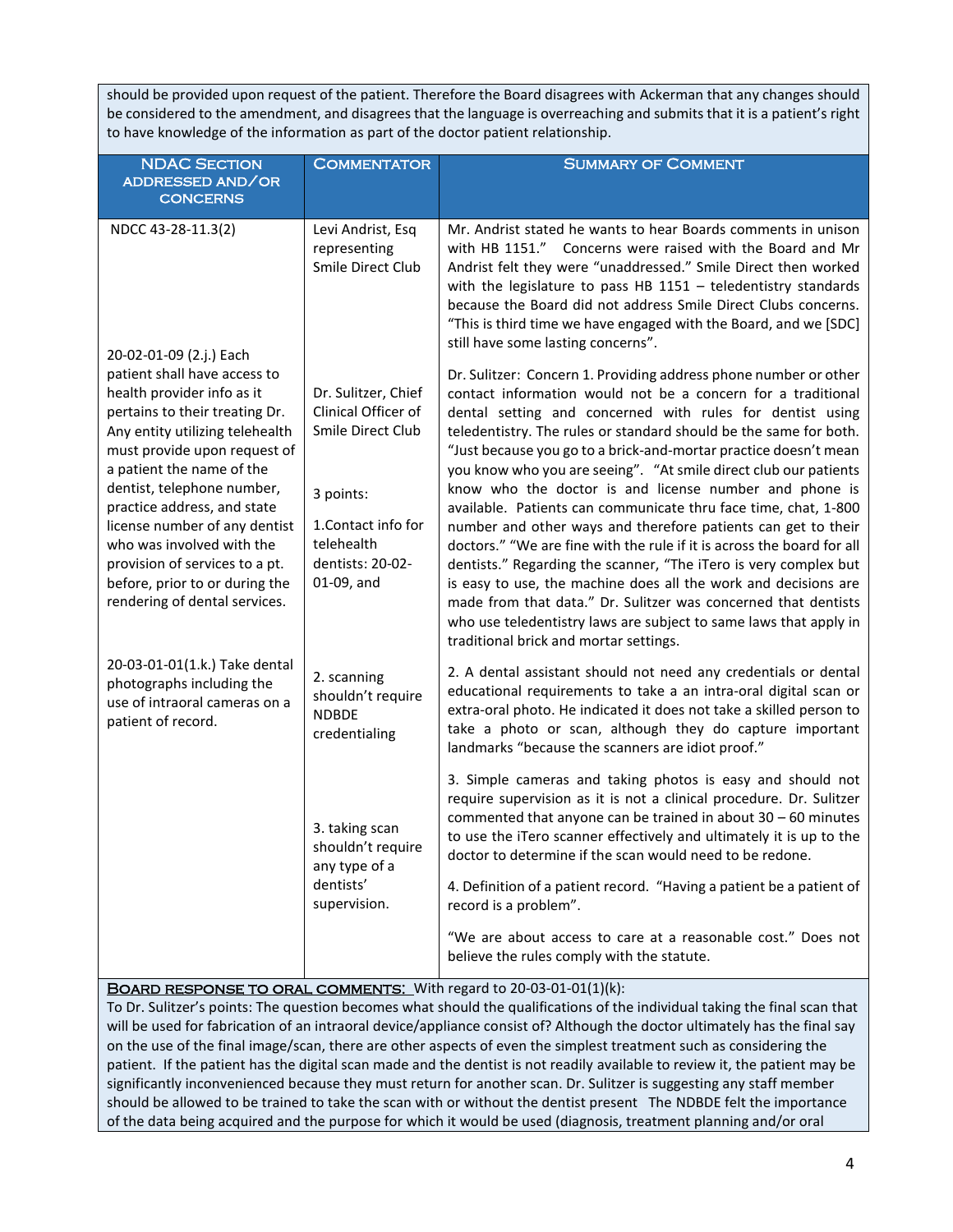should be provided upon request of the patient. Therefore the Board disagrees with Ackerman that any changes should be considered to the amendment, and disagrees that the language is overreaching and submits that it is a patient's right to have knowledge of the information as part of the doctor patient relationship.

| NDAC Section addressed and/or concerns | Commentator | Summary of Comment |
|---|---|---|
| NDCC 43-28-11.3(2) | Levi Andrist, Esq representing Smile Direct Club | Mr. Andrist stated he wants to hear Boards comments in unison with HB 1151." Concerns were raised with the Board and Mr Andrist felt they were "unaddressed." Smile Direct then worked with the legislature to pass HB 1151 – teledentistry standards because the Board did not address Smile Direct Clubs concerns. "This is third time we have engaged with the Board, and we [SDC] still have some lasting concerns". |
| 20-02-01-09 (2.j.) Each patient shall have access to health provider info as it pertains to their treating Dr. Any entity utilizing telehealth must provide upon request of a patient the name of the dentist, telephone number, practice address, and state license number of any dentist who was involved with the provision of services to a pt. before, prior to or during the rendering of dental services. | Dr. Sulitzer, Chief Clinical Officer of Smile Direct Club<br><br>3 points:<br><br>1.Contact info for telehealth dentists: 20-02-01-09, and | Dr. Sulitzer: Concern 1. Providing address phone number or other contact information would not be a concern for a traditional dental setting and concerned with rules for dentist using teledentistry. The rules or standard should be the same for both. "Just because you go to a brick-and-mortar practice doesn't mean you know who you are seeing". "At smile direct club our patients know who the doctor is and license number and phone is available. Patients can communicate thru face time, chat, 1-800 number and other ways and therefore patients can get to their doctors." "We are fine with the rule if it is across the board for all dentists." Regarding the scanner, "The iTero is very complex but is easy to use, the machine does all the work and decisions are made from that data." Dr. Sulitzer was concerned that dentists who use teledentistry laws are subject to same laws that apply in traditional brick and mortar settings. |
| 20-03-01-01(1.k.) Take dental photographs including the use of intraoral cameras on a patient of record. | 2. scanning shouldn't require NDBDE credentialing<br><br>3. taking scan shouldn't require any type of a dentists' supervision. | 2. A dental assistant should not need any credentials or dental educational requirements to take a an intra-oral digital scan or extra-oral photo. He indicated it does not take a skilled person to take a photo or scan, although they do capture important landmarks "because the scanners are idiot proof."<br><br>3. Simple cameras and taking photos is easy and should not require supervision as it is not a clinical procedure. Dr. Sulitzer commented that anyone can be trained in about 30 – 60 minutes to use the iTero scanner effectively and ultimately it is up to the doctor to determine if the scan would need to be redone.<br><br>4. Definition of a patient record. "Having a patient be a patient of record is a problem".<br><br>"We are about access to care at a reasonable cost." Does not believe the rules comply with the statute. |

**Board response to oral comments:** With regard to 20-03-01-01(1)(k):
To Dr. Sulitzer's points: The question becomes what should the qualifications of the individual taking the final scan that will be used for fabrication of an intraoral device/appliance consist of? Although the doctor ultimately has the final say on the use of the final image/scan, there are other aspects of even the simplest treatment such as considering the patient. If the patient has the digital scan made and the dentist is not readily available to review it, the patient may be significantly inconvenienced because they must return for another scan. Dr. Sulitzer is suggesting any staff member should be allowed to be trained to take the scan with or without the dentist present The NDBDE felt the importance of the data being acquired and the purpose for which it would be used (diagnosis, treatment planning and/or oral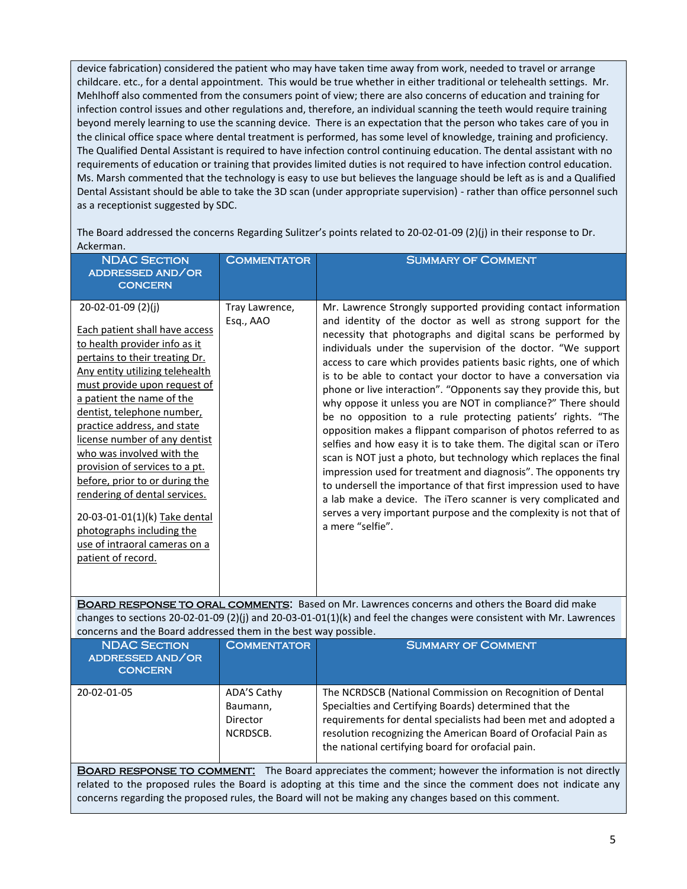device fabrication) considered the patient who may have taken time away from work, needed to travel or arrange childcare. etc., for a dental appointment. This would be true whether in either traditional or telehealth settings. Mr. Mehlhoff also commented from the consumers point of view; there are also concerns of education and training for infection control issues and other regulations and, therefore, an individual scanning the teeth would require training beyond merely learning to use the scanning device. There is an expectation that the person who takes care of you in the clinical office space where dental treatment is performed, has some level of knowledge, training and proficiency. The Qualified Dental Assistant is required to have infection control continuing education. The dental assistant with no requirements of education or training that provides limited duties is not required to have infection control education. Ms. Marsh commented that the technology is easy to use but believes the language should be left as is and a Qualified Dental Assistant should be able to take the 3D scan (under appropriate supervision) - rather than office personnel such as a receptionist suggested by SDC.

The Board addressed the concerns Regarding Sulitzer's points related to 20-02-01-09 (2)(j) in their response to Dr. Ackerman.

| NDAC Section addressed and/or concern | Commentator | Summary of Comment |
|---|---|---|
| 20-02-01-09 (2)(j)<br><br><u>Each patient shall have access to health provider info as it pertains to their treating Dr. Any entity utilizing telehealth must provide upon request of a patient the name of the dentist, telephone number, practice address, and state license number of any dentist who was involved with the provision of services to a pt. before, prior to or during the rendering of dental services.</u><br><br>20-03-01-01(1)(k) <u>Take dental photographs including the use of intraoral cameras on a patient of record.</u> | Tray Lawrence, Esq., AAO | Mr. Lawrence Strongly supported providing contact information and identity of the doctor as well as strong support for the necessity that photographs and digital scans be performed by individuals under the supervision of the doctor. "We support access to care which provides patients basic rights, one of which is to be able to contact your doctor to have a conversation via phone or live interaction". "Opponents say they provide this, but why oppose it unless you are NOT in compliance?" There should be no opposition to a rule protecting patients' rights. "The opposition makes a flippant comparison of photos referred to as selfies and how easy it is to take them. The digital scan or iTero scan is NOT just a photo, but technology which replaces the final impression used for treatment and diagnosis". The opponents try to undersell the importance of that first impression used to have a lab make a device. The iTero scanner is very complicated and serves a very important purpose and the complexity is not that of a mere "selfie". |

<u>**Board response to oral comments**</u>: Based on Mr. Lawrences concerns and others the Board did make changes to sections 20-02-01-09 (2)(j) and 20-03-01-01(1)(k) and feel the changes were consistent with Mr. Lawrences concerns and the Board addressed them in the best way possible.

| NDAC Section addressed and/or concern | Commentator | Summary of Comment |
|---|---|---|
| 20-02-01-05 | ADA'S Cathy Baumann, Director NCRDSCB. | The NCRDSCB (National Commission on Recognition of Dental Specialties and Certifying Boards) determined that the requirements for dental specialists had been met and adopted a resolution recognizing the American Board of Orofacial Pain as the national certifying board for orofacial pain. |

<u>**Board response to comment:**</u> The Board appreciates the comment; however the information is not directly related to the proposed rules the Board is adopting at this time and the since the comment does not indicate any concerns regarding the proposed rules, the Board will not be making any changes based on this comment.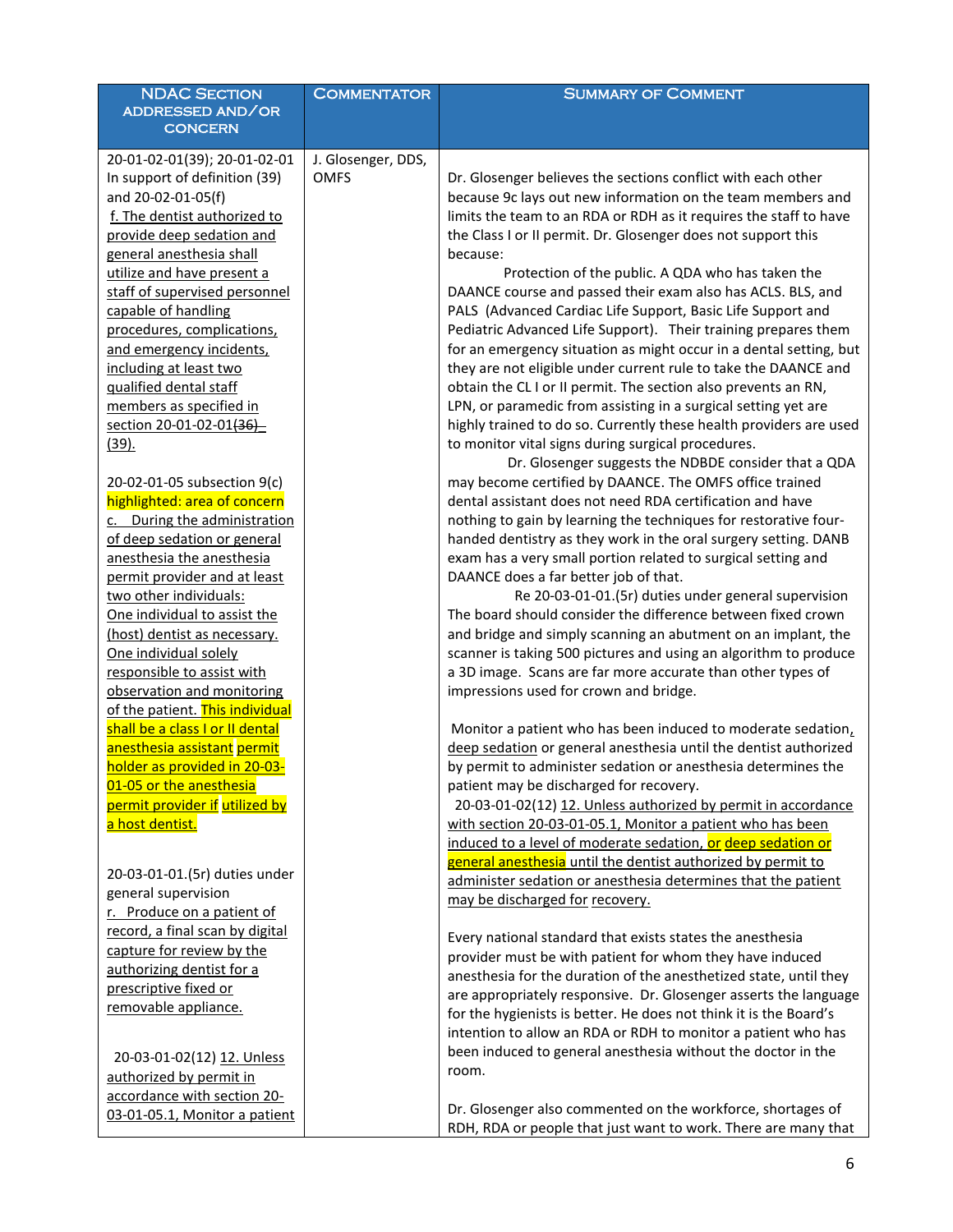| NDAC Section addressed and/or concern | Commentator | Summary of Comment |
|---|---|---|
| 20-01-02-01(39); 20-01-02-01 In support of definition (39) and 20-02-01-05(f)<br>f. The dentist authorized to provide deep sedation and general anesthesia shall utilize and have present a staff of supervised personnel capable of handling procedures, complications, and emergency incidents, including at least two qualified dental staff members as specified in section 20-01-02-01~~(36)~~ (39).<br><br>20-02-01-05 subsection 9(c) highlighted: area of concern<br>c. During the administration of deep sedation or general anesthesia the anesthesia permit provider and at least two other individuals:<br>One individual to assist the (host) dentist as necessary.<br>One individual solely responsible to assist with observation and monitoring of the patient. This individual shall be a class I or II dental anesthesia assistant permit holder as provided in 20-03-01-05 or the anesthesia permit provider if utilized by a host dentist.<br><br>20-03-01-01.(5r) duties under general supervision<br>r. Produce on a patient of record, a final scan by digital capture for review by the authorizing dentist for a prescriptive fixed or removable appliance.<br><br>20-03-01-02(12) 12. Unless authorized by permit in accordance with section 20-03-01-05.1, Monitor a patient | J. Glosenger, DDS, OMFS | Dr. Glosenger believes the sections conflict with each other because 9c lays out new information on the team members and limits the team to an RDA or RDH as it requires the staff to have the Class I or II permit. Dr. Glosenger does not support this because:<br>Protection of the public. A QDA who has taken the DAANCE course and passed their exam also has ACLS. BLS, and PALS (Advanced Cardiac Life Support, Basic Life Support and Pediatric Advanced Life Support). Their training prepares them for an emergency situation as might occur in a dental setting, but they are not eligible under current rule to take the DAANCE and obtain the CL I or II permit. The section also prevents an RN, LPN, or paramedic from assisting in a surgical setting yet are highly trained to do so. Currently these health providers are used to monitor vital signs during surgical procedures.<br>Dr. Glosenger suggests the NDBDE consider that a QDA may become certified by DAANCE. The OMFS office trained dental assistant does not need RDA certification and have nothing to gain by learning the techniques for restorative four-handed dentistry as they work in the oral surgery setting. DANB exam has a very small portion related to surgical setting and DAANCE does a far better job of that.<br>Re 20-03-01-01.(5r) duties under general supervision The board should consider the difference between fixed crown and bridge and simply scanning an abutment on an implant, the scanner is taking 500 pictures and using an algorithm to produce a 3D image. Scans are far more accurate than other types of impressions used for crown and bridge.<br><br>Monitor a patient who has been induced to moderate sedation, deep sedation or general anesthesia until the dentist authorized by permit to administer sedation or anesthesia determines the patient may be discharged for recovery.<br>20-03-01-02(12) 12. Unless authorized by permit in accordance with section 20-03-01-05.1, Monitor a patient who has been induced to a level of moderate sedation, or deep sedation or general anesthesia until the dentist authorized by permit to administer sedation or anesthesia determines that the patient may be discharged for recovery.<br><br>Every national standard that exists states the anesthesia provider must be with patient for whom they have induced anesthesia for the duration of the anesthetized state, until they are appropriately responsive. Dr. Glosenger asserts the language for the hygienists is better. He does not think it is the Board's intention to allow an RDA or RDH to monitor a patient who has been induced to general anesthesia without the doctor in the room.<br><br>Dr. Glosenger also commented on the workforce, shortages of RDH, RDA or people that just want to work. There are many that |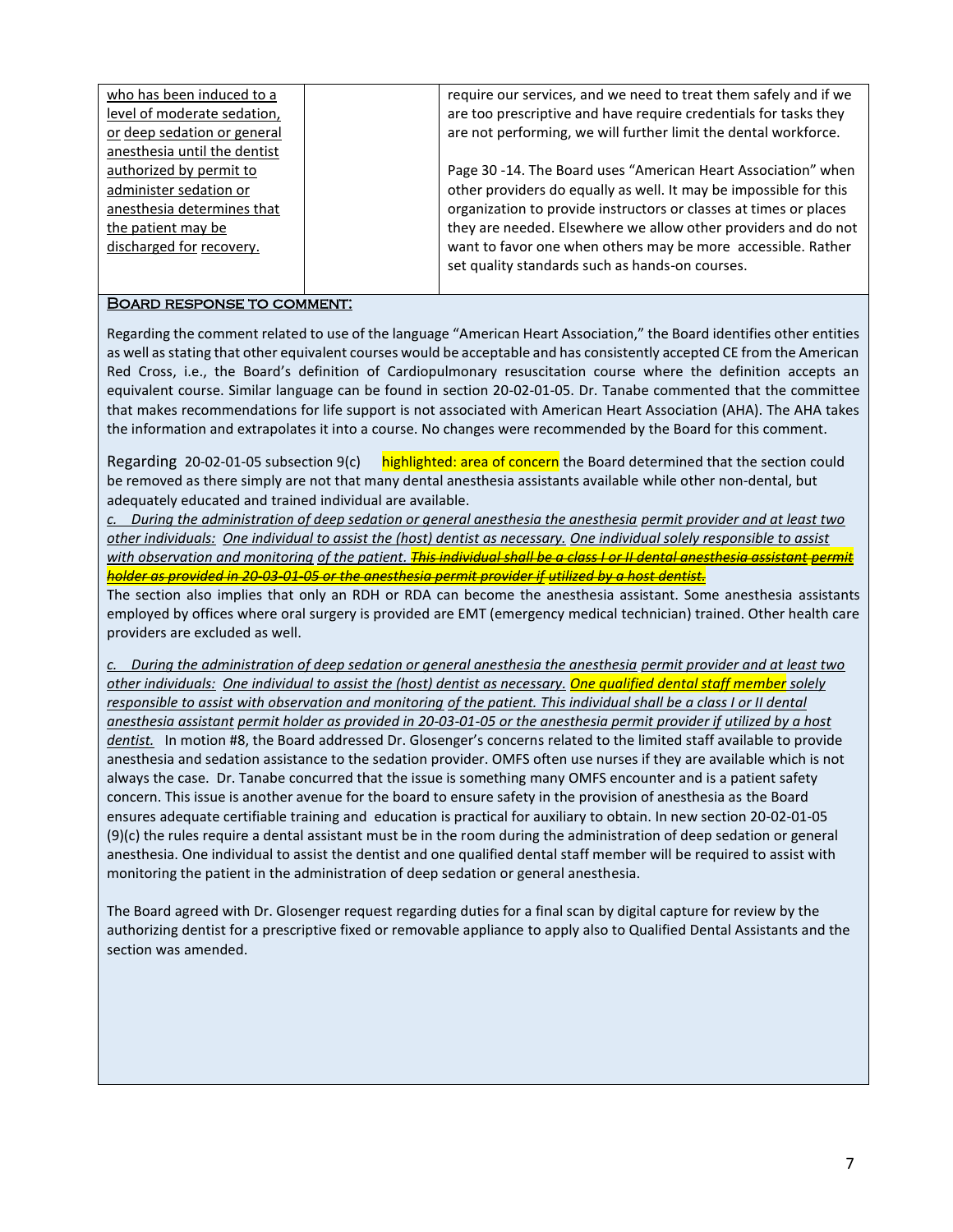| | | |
|---|---|---|
| <u>who has been induced to a level of moderate sedation, or deep sedation or general anesthesia until the dentist authorized by permit to administer sedation or anesthesia determines that the patient may be discharged for recovery.</u> | | require our services, and we need to treat them safely and if we are too prescriptive and have require credentials for tasks they are not performing, we will further limit the dental workforce.<br><br>Page 30 -14. The Board uses "American Heart Association" when other providers do equally as well. It may be impossible for this organization to provide instructors or classes at times or places they are needed. Elsewhere we allow other providers and do not want to favor one when others may be more accessible. Rather set quality standards such as hands-on courses. |

**BOARD RESPONSE TO COMMENT:**

Regarding the comment related to use of the language "American Heart Association," the Board identifies other entities as well as stating that other equivalent courses would be acceptable and has consistently accepted CE from the American Red Cross, i.e., the Board's definition of Cardiopulmonary resuscitation course where the definition accepts an equivalent course. Similar language can be found in section 20-02-01-05. Dr. Tanabe commented that the committee that makes recommendations for life support is not associated with American Heart Association (AHA). The AHA takes the information and extrapolates it into a course. No changes were recommended by the Board for this comment.

Regarding 20-02-01-05 subsection 9(c) highlighted: area of concern the Board determined that the section could be removed as there simply are not that many dental anesthesia assistants available while other non-dental, but adequately educated and trained individual are available.

*<u>c. During the administration of deep sedation or general anesthesia the anesthesia permit provider and at least two other individuals: One individual to assist the (host) dentist as necessary. One individual solely responsible to assist with observation and monitoring of the patient.</u>* ~~*This individual shall be a class I or II dental anesthesia assistant permit holder as provided in 20-03-01-05 or the anesthesia permit provider if utilized by a host dentist.*~~

The section also implies that only an RDH or RDA can become the anesthesia assistant. Some anesthesia assistants employed by offices where oral surgery is provided are EMT (emergency medical technician) trained. Other health care providers are excluded as well.

*<u>c. During the administration of deep sedation or general anesthesia the anesthesia permit provider and at least two other individuals: One individual to assist the (host) dentist as necessary. One qualified dental staff member solely responsible to assist with observation and monitoring of the patient. This individual shall be a class I or II dental anesthesia assistant permit holder as provided in 20-03-01-05 or the anesthesia permit provider if utilized by a host dentist.</u>* In motion #8, the Board addressed Dr. Glosenger's concerns related to the limited staff available to provide anesthesia and sedation assistance to the sedation provider. OMFS often use nurses if they are available which is not always the case. Dr. Tanabe concurred that the issue is something many OMFS encounter and is a patient safety concern. This issue is another avenue for the board to ensure safety in the provision of anesthesia as the Board ensures adequate certifiable training and education is practical for auxiliary to obtain. In new section 20-02-01-05 (9)(c) the rules require a dental assistant must be in the room during the administration of deep sedation or general anesthesia. One individual to assist the dentist and one qualified dental staff member will be required to assist with monitoring the patient in the administration of deep sedation or general anesthesia.

The Board agreed with Dr. Glosenger request regarding duties for a final scan by digital capture for review by the authorizing dentist for a prescriptive fixed or removable appliance to apply also to Qualified Dental Assistants and the section was amended.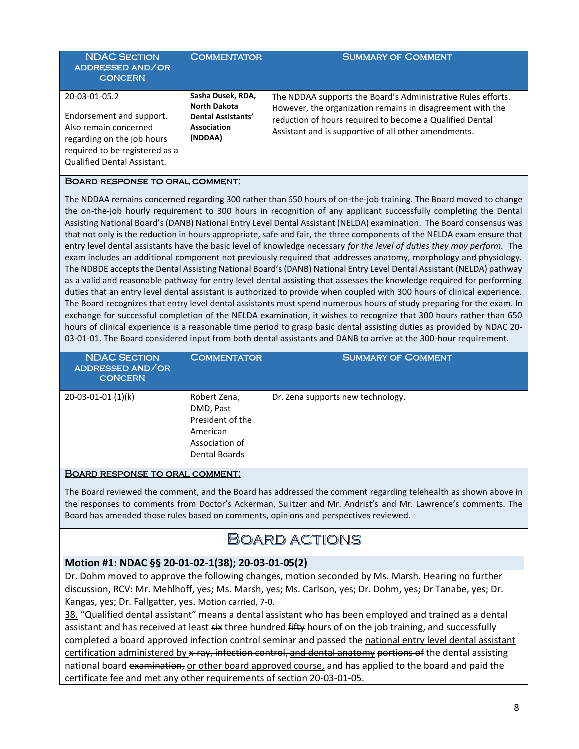| NDAC Section addressed and/or concern | Commentator | Summary of Comment |
|---|---|---|
| 20-03-01-05.2<br><br>Endorsement and support. Also remain concerned regarding on the job hours required to be registered as a Qualified Dental Assistant. | **Sasha Dusek, RDA, North Dakota Dental Assistants' Association (NDDAA)** | The NDDAA supports the Board's Administrative Rules efforts. However, the organization remains in disagreement with the reduction of hours required to become a Qualified Dental Assistant and is supportive of all other amendments. |

**Board response to oral comment:**

The NDDAA remains concerned regarding 300 rather than 650 hours of on-the-job training. The Board moved to change the on-the-job hourly requirement to 300 hours in recognition of any applicant successfully completing the Dental Assisting National Board's (DANB) National Entry Level Dental Assistant (NELDA) examination. The Board consensus was that not only is the reduction in hours appropriate, safe and fair, the three components of the NELDA exam ensure that entry level dental assistants have the basic level of knowledge necessary *for the level of duties they may perform.* The exam includes an additional component not previously required that addresses anatomy, morphology and physiology. The NDBDE accepts the Dental Assisting National Board's (DANB) National Entry Level Dental Assistant (NELDA) pathway as a valid and reasonable pathway for entry level dental assisting that assesses the knowledge required for performing duties that an entry level dental assistant is authorized to provide when coupled with 300 hours of clinical experience. The Board recognizes that entry level dental assistants must spend numerous hours of study preparing for the exam. In exchange for successful completion of the NELDA examination, it wishes to recognize that 300 hours rather than 650 hours of clinical experience is a reasonable time period to grasp basic dental assisting duties as provided by NDAC 20-03-01-01. The Board considered input from both dental assistants and DANB to arrive at the 300-hour requirement.

| NDAC Section addressed and/or concern | Commentator | Summary of Comment |
|---|---|---|
| 20-03-01-01 (1)(k) | Robert Zena, DMD, Past President of the American Association of Dental Boards | Dr. Zena supports new technology. |

**Board response to oral comment:**

The Board reviewed the comment, and the Board has addressed the comment regarding telehealth as shown above in the responses to comments from Doctor's Ackerman, Sulitzer and Mr. Andrist's and Mr. Lawrence's comments. The Board has amended those rules based on comments, opinions and perspectives reviewed.

# Board actions

**Motion #1: NDAC §§ 20-01-02-1(38); 20-03-01-05(2)**

Dr. Dohm moved to approve the following changes, motion seconded by Ms. Marsh. Hearing no further discussion, RCV: Mr. Mehlhoff, yes; Ms. Marsh, yes; Ms. Carlson, yes; Dr. Dohm, yes; Dr Tanabe, yes; Dr. Kangas, yes; Dr. Fallgatter, yes. Motion carried, 7-0.

<u>38.</u> "Qualified dental assistant" means a dental assistant who has been employed and trained as a dental assistant and has received at least ~~six~~ <u>three</u> hundred ~~fifty~~ hours of on the job training, and <u>successfully</u> completed ~~a board approved infection control seminar and passed~~ the <u>national entry level dental assistant certification administered by</u> ~~x-ray, infection control, and dental anatomy~~ ~~portions of~~ the dental assisting national board ~~examination,~~ <u>or other board approved course,</u> and has applied to the board and paid the certificate fee and met any other requirements of section 20-03-01-05.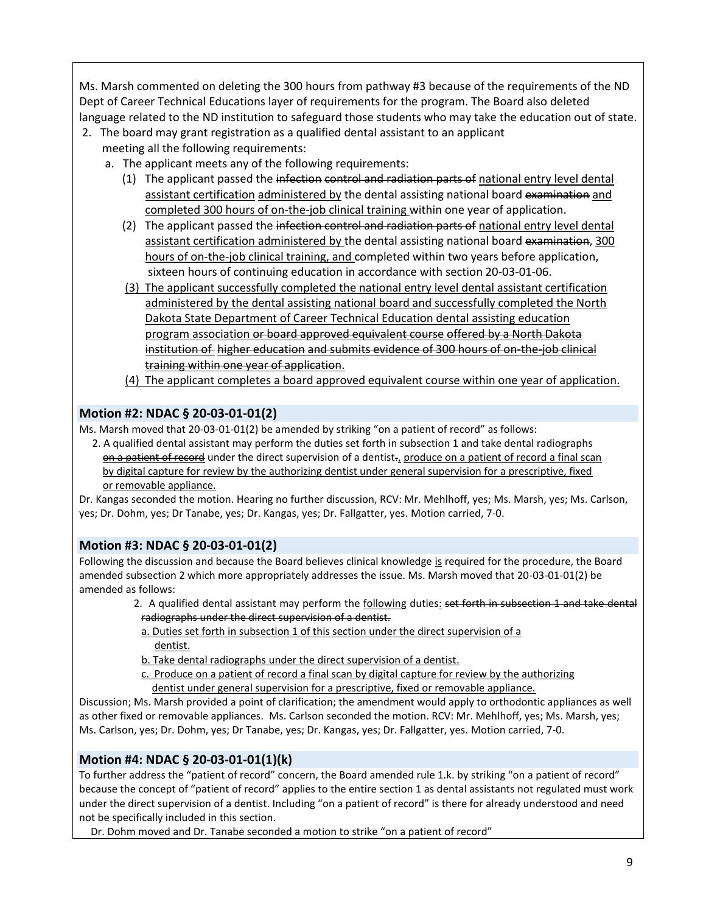Ms. Marsh commented on deleting the 300 hours from pathway #3 because of the requirements of the ND Dept of Career Technical Educations layer of requirements for the program. The Board also deleted language related to the ND institution to safeguard those students who may take the education out of state.

2. The board may grant registration as a qualified dental assistant to an applicant meeting all the following requirements:
   a. The applicant meets any of the following requirements:
      (1) The applicant passed the ~~infection control and radiation parts of~~ <u>national entry level dental assistant certification</u> <u>administered by</u> the dental assisting national board ~~examination~~ <u>and completed 300 hours of on-the-job clinical training</u> within one year of application.
      (2) The applicant passed the ~~infection control and radiation parts of~~ <u>national entry level dental assistant certification administered by</u> the dental assisting national board ~~examination~~, <u>300 hours of on-the-job clinical training, and</u> completed within two years before application, sixteen hours of continuing education in accordance with section 20-03-01-06.
      <u>(3) The applicant successfully completed the national entry level dental assistant certification administered by the dental assisting national board and successfully completed the North Dakota State Department of Career Technical Education dental assisting education program association</u> ~~or board approved equivalent course offered by a North Dakota institution of~~ <u>higher education</u> ~~and submits evidence of 300 hours of on-the-job clinical training within one year of application~~.
      <u>(4) The applicant completes a board approved equivalent course within one year of application.</u>

## Motion #2: NDAC § 20-03-01-01(2)

Ms. Marsh moved that 20-03-01-01(2) be amended by striking "on a patient of record" as follows:

2. A qualified dental assistant may perform the duties set forth in subsection 1 and take dental radiographs ~~on a patient of record~~ under the direct supervision of a dentist~~.~~<u>, produce on a patient of record a final scan by digital capture for review by the authorizing dentist under general supervision for a prescriptive, fixed or removable appliance.</u>

Dr. Kangas seconded the motion. Hearing no further discussion, RCV: Mr. Mehlhoff, yes; Ms. Marsh, yes; Ms. Carlson, yes; Dr. Dohm, yes; Dr Tanabe, yes; Dr. Kangas, yes; Dr. Fallgatter, yes. Motion carried, 7-0.

## Motion #3: NDAC § 20-03-01-01(2)

Following the discussion and because the Board believes clinical knowledge <u>is</u> required for the procedure, the Board amended subsection 2 which more appropriately addresses the issue. Ms. Marsh moved that 20-03-01-01(2) be amended as follows:

2. A qualified dental assistant may perform the <u>following</u> duties<u>:</u> ~~set forth in subsection 1 and take dental radiographs under the direct supervision of a dentist.~~
   <u>a. Duties set forth in subsection 1 of this section under the direct supervision of a dentist.</u>
   <u>b. Take dental radiographs under the direct supervision of a dentist.</u>
   <u>c. Produce on a patient of record a final scan by digital capture for review by the authorizing dentist under general supervision for a prescriptive, fixed or removable appliance.</u>

Discussion; Ms. Marsh provided a point of clarification; the amendment would apply to orthodontic appliances as well as other fixed or removable appliances. Ms. Carlson seconded the motion. RCV: Mr. Mehlhoff, yes; Ms. Marsh, yes; Ms. Carlson, yes; Dr. Dohm, yes; Dr Tanabe, yes; Dr. Kangas, yes; Dr. Fallgatter, yes. Motion carried, 7-0.

## Motion #4: NDAC § 20-03-01-01(1)(k)

To further address the "patient of record" concern, the Board amended rule 1.k. by striking "on a patient of record" because the concept of "patient of record" applies to the entire section 1 as dental assistants not regulated must work under the direct supervision of a dentist. Including "on a patient of record" is there for already understood and need not be specifically included in this section.

Dr. Dohm moved and Dr. Tanabe seconded a motion to strike "on a patient of record"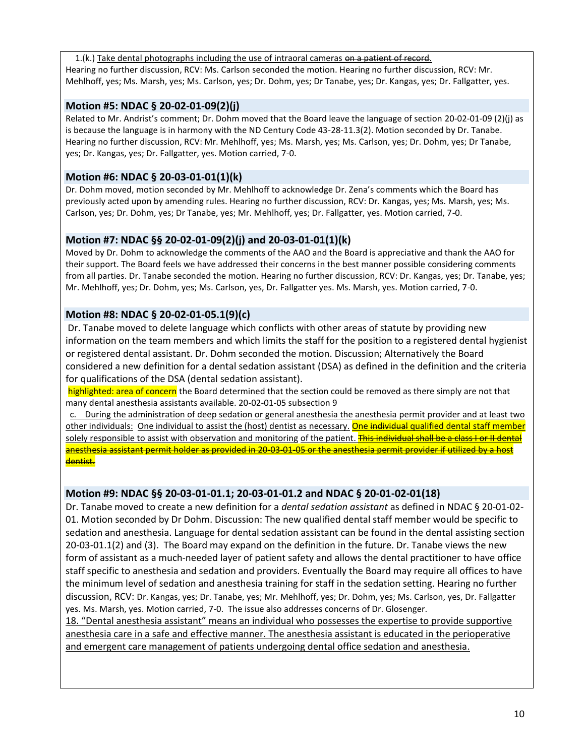1.(k.) Take dental photographs including the use of intraoral cameras ~~on a patient of record~~.
Hearing no further discussion, RCV: Ms. Carlson seconded the motion. Hearing no further discussion, RCV: Mr. Mehlhoff, yes; Ms. Marsh, yes; Ms. Carlson, yes; Dr. Dohm, yes; Dr Tanabe, yes; Dr. Kangas, yes; Dr. Fallgatter, yes.

### Motion #5: NDAC § 20-02-01-09(2)(j)

Related to Mr. Andrist's comment; Dr. Dohm moved that the Board leave the language of section 20-02-01-09 (2)(j) as is because the language is in harmony with the ND Century Code 43-28-11.3(2). Motion seconded by Dr. Tanabe. Hearing no further discussion, RCV: Mr. Mehlhoff, yes; Ms. Marsh, yes; Ms. Carlson, yes; Dr. Dohm, yes; Dr Tanabe, yes; Dr. Kangas, yes; Dr. Fallgatter, yes. Motion carried, 7-0.

### Motion #6: NDAC § 20-03-01-01(1)(k)

Dr. Dohm moved, motion seconded by Mr. Mehlhoff to acknowledge Dr. Zena's comments which the Board has previously acted upon by amending rules. Hearing no further discussion, RCV: Dr. Kangas, yes; Ms. Marsh, yes; Ms. Carlson, yes; Dr. Dohm, yes; Dr Tanabe, yes; Mr. Mehlhoff, yes; Dr. Fallgatter, yes. Motion carried, 7-0.

### Motion #7: NDAC §§ 20-02-01-09(2)(j) and 20-03-01-01(1)(k)

Moved by Dr. Dohm to acknowledge the comments of the AAO and the Board is appreciative and thank the AAO for their support. The Board feels we have addressed their concerns in the best manner possible considering comments from all parties. Dr. Tanabe seconded the motion. Hearing no further discussion, RCV: Dr. Kangas, yes; Dr. Tanabe, yes; Mr. Mehlhoff, yes; Dr. Dohm, yes; Ms. Carlson, yes, Dr. Fallgatter yes. Ms. Marsh, yes. Motion carried, 7-0.

### Motion #8: NDAC § 20-02-01-05.1(9)(c)

Dr. Tanabe moved to delete language which conflicts with other areas of statute by providing new information on the team members and which limits the staff for the position to a registered dental hygienist or registered dental assistant. Dr. Dohm seconded the motion. Discussion; Alternatively the Board considered a new definition for a dental sedation assistant (DSA) as defined in the definition and the criteria for qualifications of the DSA (dental sedation assistant).

highlighted: area of concern the Board determined that the section could be removed as there simply are not that many dental anesthesia assistants available. 20-02-01-05 subsection 9

c. During the administration of deep sedation or general anesthesia the anesthesia permit provider and at least two other individuals: One individual to assist the (host) dentist as necessary. One ~~individual~~ qualified dental staff member solely responsible to assist with observation and monitoring of the patient. ~~This individual shall be a class I or II dental anesthesia assistant permit holder as provided in 20-03-01-05 or the anesthesia permit provider if utilized by a host dentist.~~

### Motion #9: NDAC §§ 20-03-01-01.1; 20-03-01-01.2 and NDAC § 20-01-02-01(18)

Dr. Tanabe moved to create a new definition for a *dental sedation assistant* as defined in NDAC § 20-01-02-01. Motion seconded by Dr Dohm. Discussion: The new qualified dental staff member would be specific to sedation and anesthesia. Language for dental sedation assistant can be found in the dental assisting section 20-03-01.1(2) and (3). The Board may expand on the definition in the future. Dr. Tanabe views the new form of assistant as a much-needed layer of patient safety and allows the dental practitioner to have office staff specific to anesthesia and sedation and providers. Eventually the Board may require all offices to have the minimum level of sedation and anesthesia training for staff in the sedation setting. Hearing no further discussion, RCV: Dr. Kangas, yes; Dr. Tanabe, yes; Mr. Mehlhoff, yes; Dr. Dohm, yes; Ms. Carlson, yes, Dr. Fallgatter yes. Ms. Marsh, yes. Motion carried, 7-0. The issue also addresses concerns of Dr. Glosenger.

18. "Dental anesthesia assistant" means an individual who possesses the expertise to provide supportive anesthesia care in a safe and effective manner. The anesthesia assistant is educated in the perioperative and emergent care management of patients undergoing dental office sedation and anesthesia.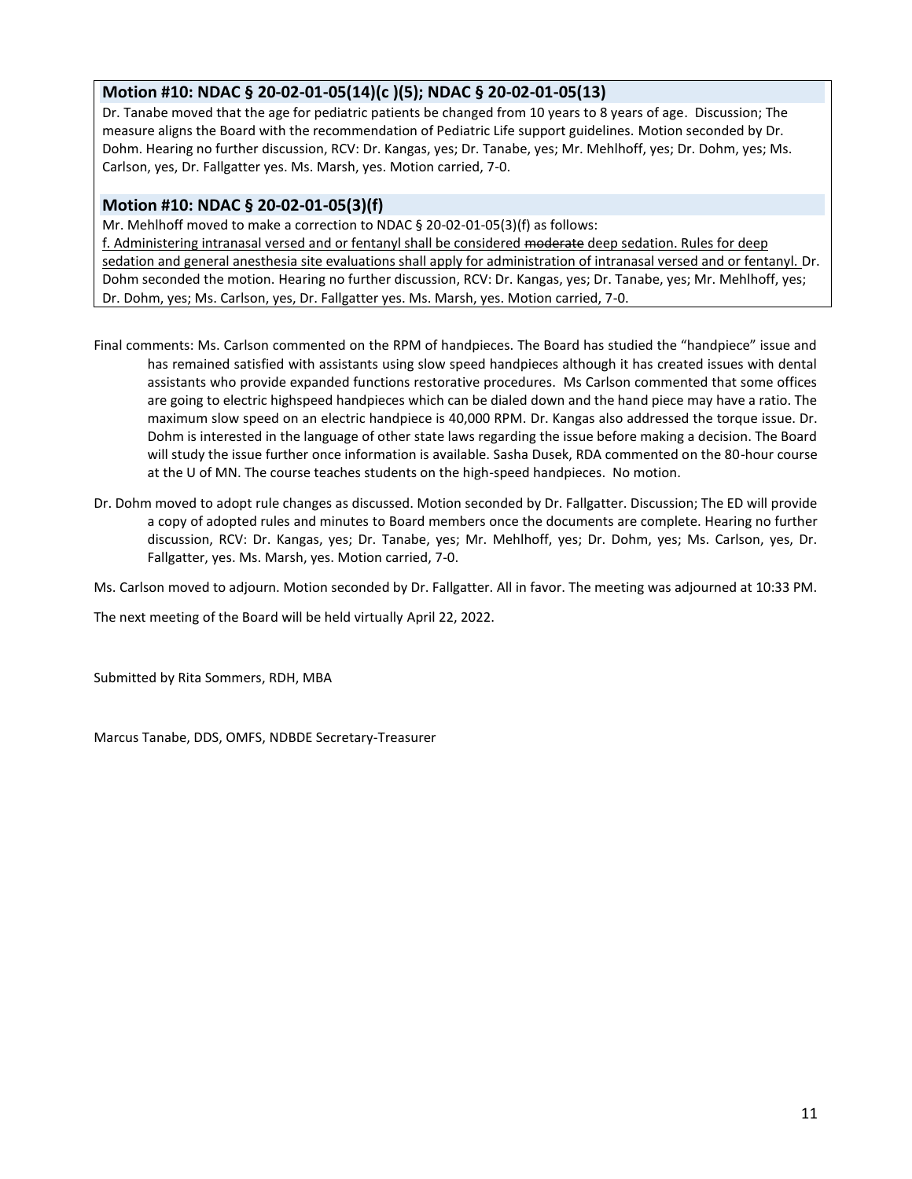### Motion #10: NDAC § 20-02-01-05(14)(c )(5); NDAC § 20-02-01-05(13)

Dr. Tanabe moved that the age for pediatric patients be changed from 10 years to 8 years of age. Discussion; The measure aligns the Board with the recommendation of Pediatric Life support guidelines. Motion seconded by Dr. Dohm. Hearing no further discussion, RCV: Dr. Kangas, yes; Dr. Tanabe, yes; Mr. Mehlhoff, yes; Dr. Dohm, yes; Ms. Carlson, yes, Dr. Fallgatter yes. Ms. Marsh, yes. Motion carried, 7-0.

### Motion #10: NDAC § 20-02-01-05(3)(f)

Mr. Mehlhoff moved to make a correction to NDAC § 20-02-01-05(3)(f) as follows:
<u>f. Administering intranasal versed and or fentanyl shall be considered</u> ~~moderate~~ <u>deep sedation. Rules for deep sedation and general anesthesia site evaluations shall apply for administration of intranasal versed and or fentanyl.</u> Dr. Dohm seconded the motion. Hearing no further discussion, RCV: Dr. Kangas, yes; Dr. Tanabe, yes; Mr. Mehlhoff, yes; Dr. Dohm, yes; Ms. Carlson, yes, Dr. Fallgatter yes. Ms. Marsh, yes. Motion carried, 7-0.

Final comments: Ms. Carlson commented on the RPM of handpieces. The Board has studied the "handpiece" issue and has remained satisfied with assistants using slow speed handpieces although it has created issues with dental assistants who provide expanded functions restorative procedures. Ms Carlson commented that some offices are going to electric highspeed handpieces which can be dialed down and the hand piece may have a ratio. The maximum slow speed on an electric handpiece is 40,000 RPM. Dr. Kangas also addressed the torque issue. Dr. Dohm is interested in the language of other state laws regarding the issue before making a decision. The Board will study the issue further once information is available. Sasha Dusek, RDA commented on the 80-hour course at the U of MN. The course teaches students on the high-speed handpieces. No motion.

Dr. Dohm moved to adopt rule changes as discussed. Motion seconded by Dr. Fallgatter. Discussion; The ED will provide a copy of adopted rules and minutes to Board members once the documents are complete. Hearing no further discussion, RCV: Dr. Kangas, yes; Dr. Tanabe, yes; Mr. Mehlhoff, yes; Dr. Dohm, yes; Ms. Carlson, yes, Dr. Fallgatter, yes. Ms. Marsh, yes. Motion carried, 7-0.

Ms. Carlson moved to adjourn. Motion seconded by Dr. Fallgatter. All in favor. The meeting was adjourned at 10:33 PM.

The next meeting of the Board will be held virtually April 22, 2022.

Submitted by Rita Sommers, RDH, MBA

Marcus Tanabe, DDS, OMFS, NDBDE Secretary-Treasurer